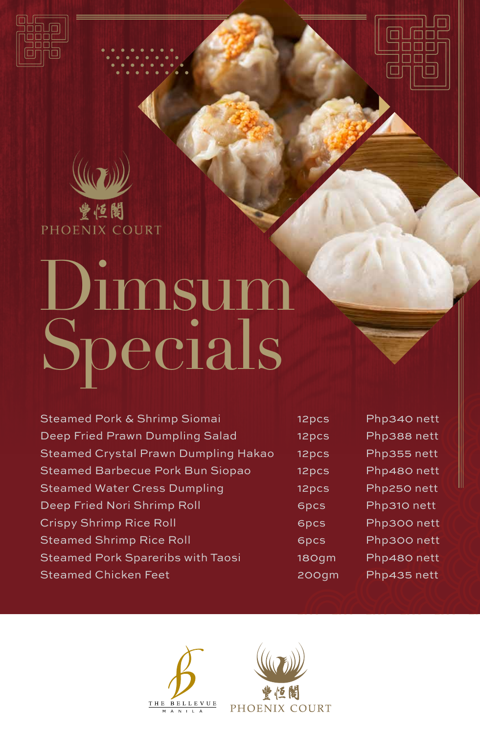豐恒閣
PHOENIX COURT

# Dimsum Specials

| | | |
|---|---|---|
| Steamed Pork & Shrimp Siomai | 12pcs | Php340 nett |
| Deep Fried Prawn Dumpling Salad | 12pcs | Php388 nett |
| Steamed Crystal Prawn Dumpling Hakao | 12pcs | Php355 nett |
| Steamed Barbecue Pork Bun Siopao | 12pcs | Php480 nett |
| Steamed Water Cress Dumpling | 12pcs | Php250 nett |
| Deep Fried Nori Shrimp Roll | 6pcs | Php310 nett |
| Crispy Shrimp Rice Roll | 6pcs | Php300 nett |
| Steamed Shrimp Rice Roll | 6pcs | Php300 nett |
| Steamed Pork Spareribs with Taosi | 180gm | Php480 nett |
| Steamed Chicken Feet | 200gm | Php435 nett |

THE BELLEVUE MANILA

豐恒閣
PHOENIX COURT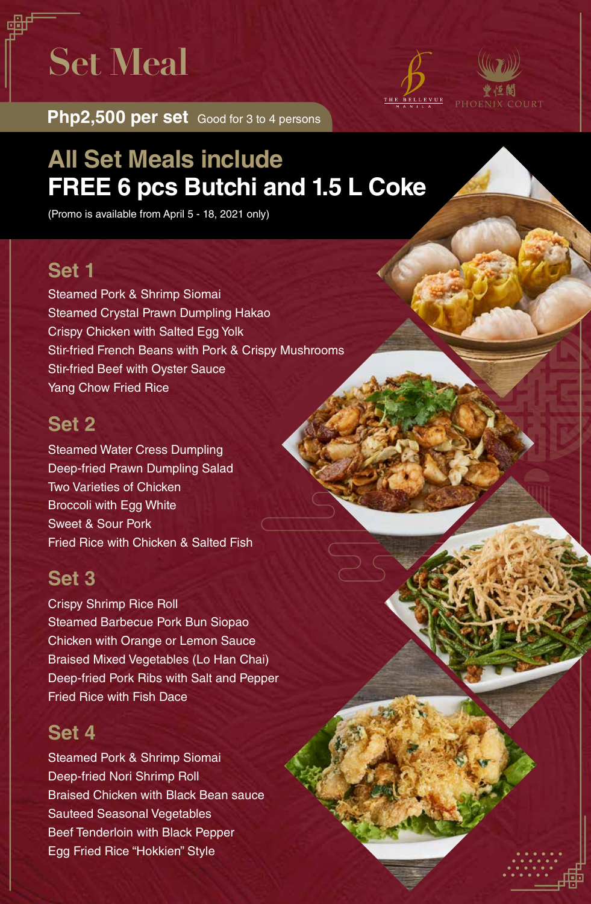# Set Meal

**Php2,500 per set** Good for 3 to 4 persons

THE BELLEVUE MANILA

豐恒閣 PHOENIX COURT

## All Set Meals include FREE 6 pcs Butchi and 1.5 L Coke

(Promo is available from April 5 - 18, 2021 only)

### Set 1

Steamed Pork & Shrimp Siomai
Steamed Crystal Prawn Dumpling Hakao
Crispy Chicken with Salted Egg Yolk
Stir-fried French Beans with Pork & Crispy Mushrooms
Stir-fried Beef with Oyster Sauce
Yang Chow Fried Rice

### Set 2

Steamed Water Cress Dumpling
Deep-fried Prawn Dumpling Salad
Two Varieties of Chicken
Broccoli with Egg White
Sweet & Sour Pork
Fried Rice with Chicken & Salted Fish

### Set 3

Crispy Shrimp Rice Roll
Steamed Barbecue Pork Bun Siopao
Chicken with Orange or Lemon Sauce
Braised Mixed Vegetables (Lo Han Chai)
Deep-fried Pork Ribs with Salt and Pepper
Fried Rice with Fish Dace

### Set 4

Steamed Pork & Shrimp Siomai
Deep-fried Nori Shrimp Roll
Braised Chicken with Black Bean sauce
Sauteed Seasonal Vegetables
Beef Tenderloin with Black Pepper
Egg Fried Rice "Hokkien" Style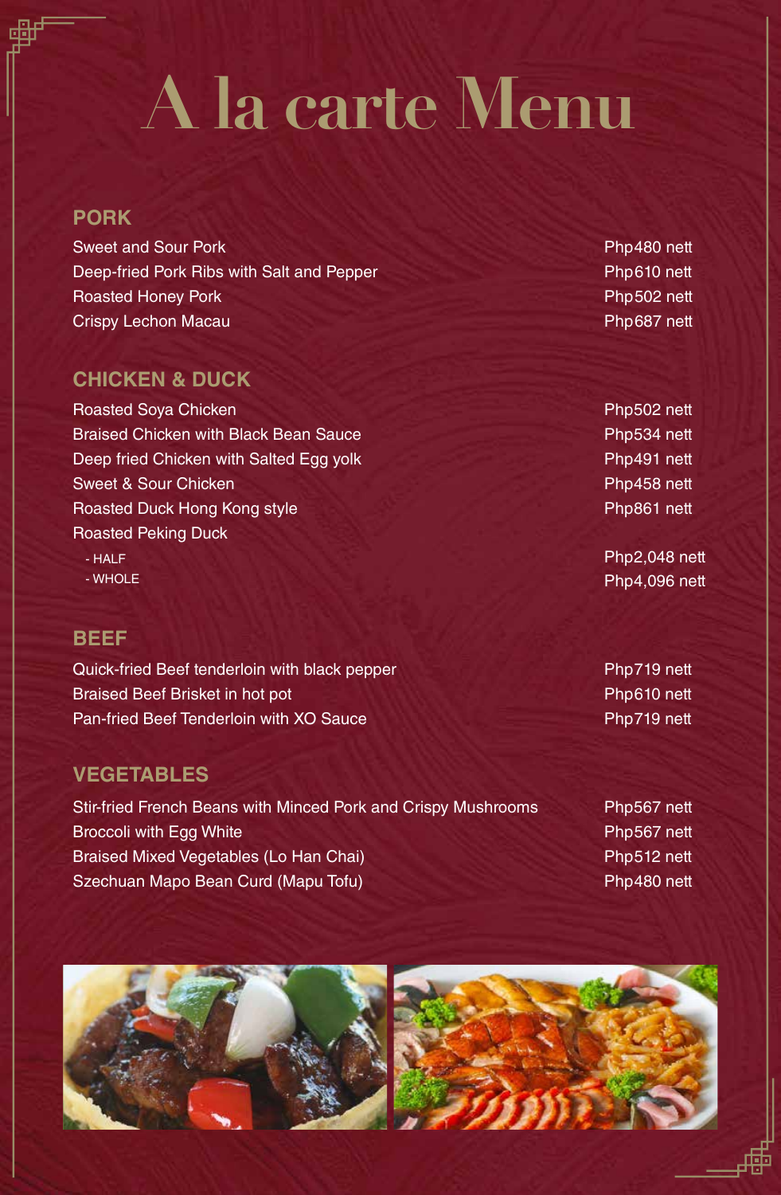# A la carte Menu

## PORK

| | |
|---|---|
| Sweet and Sour Pork | Php480 nett |
| Deep-fried Pork Ribs with Salt and Pepper | Php610 nett |
| Roasted Honey Pork | Php502 nett |
| Crispy Lechon Macau | Php687 nett |

## CHICKEN & DUCK

| | |
|---|---|
| Roasted Soya Chicken | Php502 nett |
| Braised Chicken with Black Bean Sauce | Php534 nett |
| Deep fried Chicken with Salted Egg yolk | Php491 nett |
| Sweet & Sour Chicken | Php458 nett |
| Roasted Duck Hong Kong style | Php861 nett |
| Roasted Peking Duck | |
| - HALF | Php2,048 nett |
| - WHOLE | Php4,096 nett |

## BEEF

| | |
|---|---|
| Quick-fried Beef tenderloin with black pepper | Php719 nett |
| Braised Beef Brisket in hot pot | Php610 nett |
| Pan-fried Beef Tenderloin with XO Sauce | Php719 nett |

## VEGETABLES

| | |
|---|---|
| Stir-fried French Beans with Minced Pork and Crispy Mushrooms | Php567 nett |
| Broccoli with Egg White | Php567 nett |
| Braised Mixed Vegetables (Lo Han Chai) | Php512 nett |
| Szechuan Mapo Bean Curd (Mapu Tofu) | Php480 nett |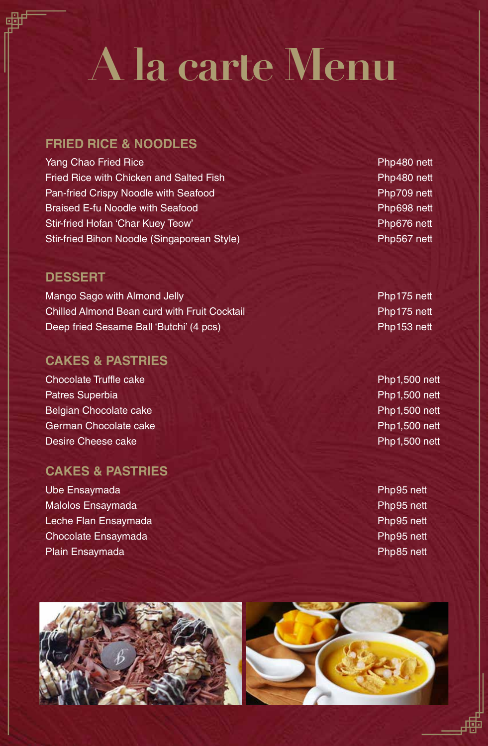# A la carte Menu

## FRIED RICE & NOODLES

| Item | Price |
| --- | --- |
| Yang Chao Fried Rice | Php480 nett |
| Fried Rice with Chicken and Salted Fish | Php480 nett |
| Pan-fried Crispy Noodle with Seafood | Php709 nett |
| Braised E-fu Noodle with Seafood | Php698 nett |
| Stir-fried Hofan 'Char Kuey Teow' | Php676 nett |
| Stir-fried Bihon Noodle (Singaporean Style) | Php567 nett |

## DESSERT

| Item | Price |
| --- | --- |
| Mango Sago with Almond Jelly | Php175 nett |
| Chilled Almond Bean curd with Fruit Cocktail | Php175 nett |
| Deep fried Sesame Ball 'Butchi' (4 pcs) | Php153 nett |

## CAKES & PASTRIES

| Item | Price |
| --- | --- |
| Chocolate Truffle cake | Php1,500 nett |
| Patres Superbia | Php1,500 nett |
| Belgian Chocolate cake | Php1,500 nett |
| German Chocolate cake | Php1,500 nett |
| Desire Cheese cake | Php1,500 nett |

## CAKES & PASTRIES

| Item | Price |
| --- | --- |
| Ube Ensaymada | Php95 nett |
| Malolos Ensaymada | Php95 nett |
| Leche Flan Ensaymada | Php95 nett |
| Chocolate Ensaymada | Php95 nett |
| Plain Ensaymada | Php85 nett |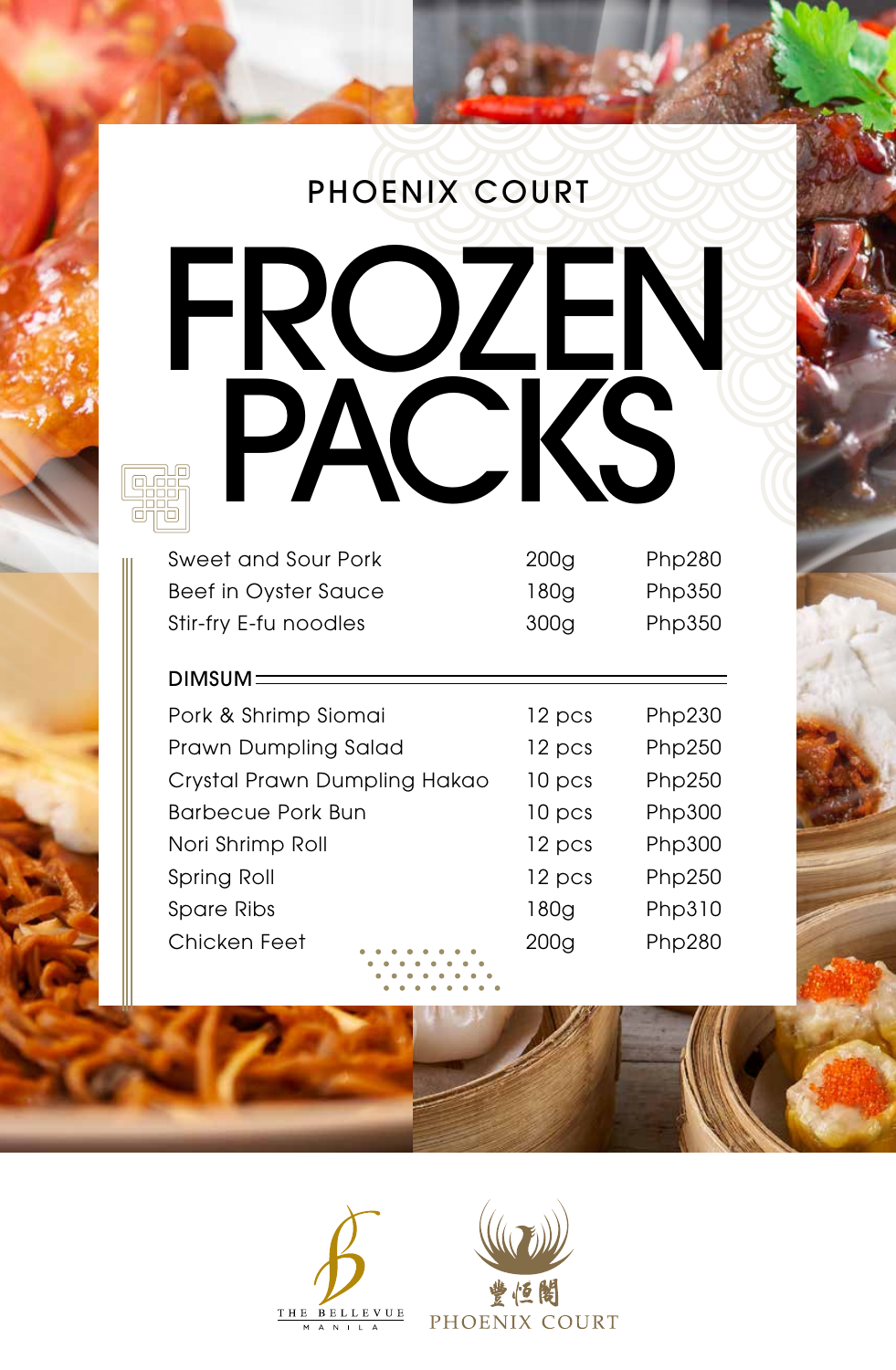PHOENIX COURT

# FROZEN PACKS

| | | |
|---|---|---|
| Sweet and Sour Pork | 200g | Php280 |
| Beef in Oyster Sauce | 180g | Php350 |
| Stir-fry E-fu noodles | 300g | Php350 |

## DIMSUM

| | | |
|---|---|---|
| Pork & Shrimp Siomai | 12 pcs | Php230 |
| Prawn Dumpling Salad | 12 pcs | Php250 |
| Crystal Prawn Dumpling Hakao | 10 pcs | Php250 |
| Barbecue Pork Bun | 10 pcs | Php300 |
| Nori Shrimp Roll | 12 pcs | Php300 |
| Spring Roll | 12 pcs | Php250 |
| Spare Ribs | 180g | Php310 |
| Chicken Feet | 200g | Php280 |

THE BELLEVUE MANILA

豐恒閣 PHOENIX COURT